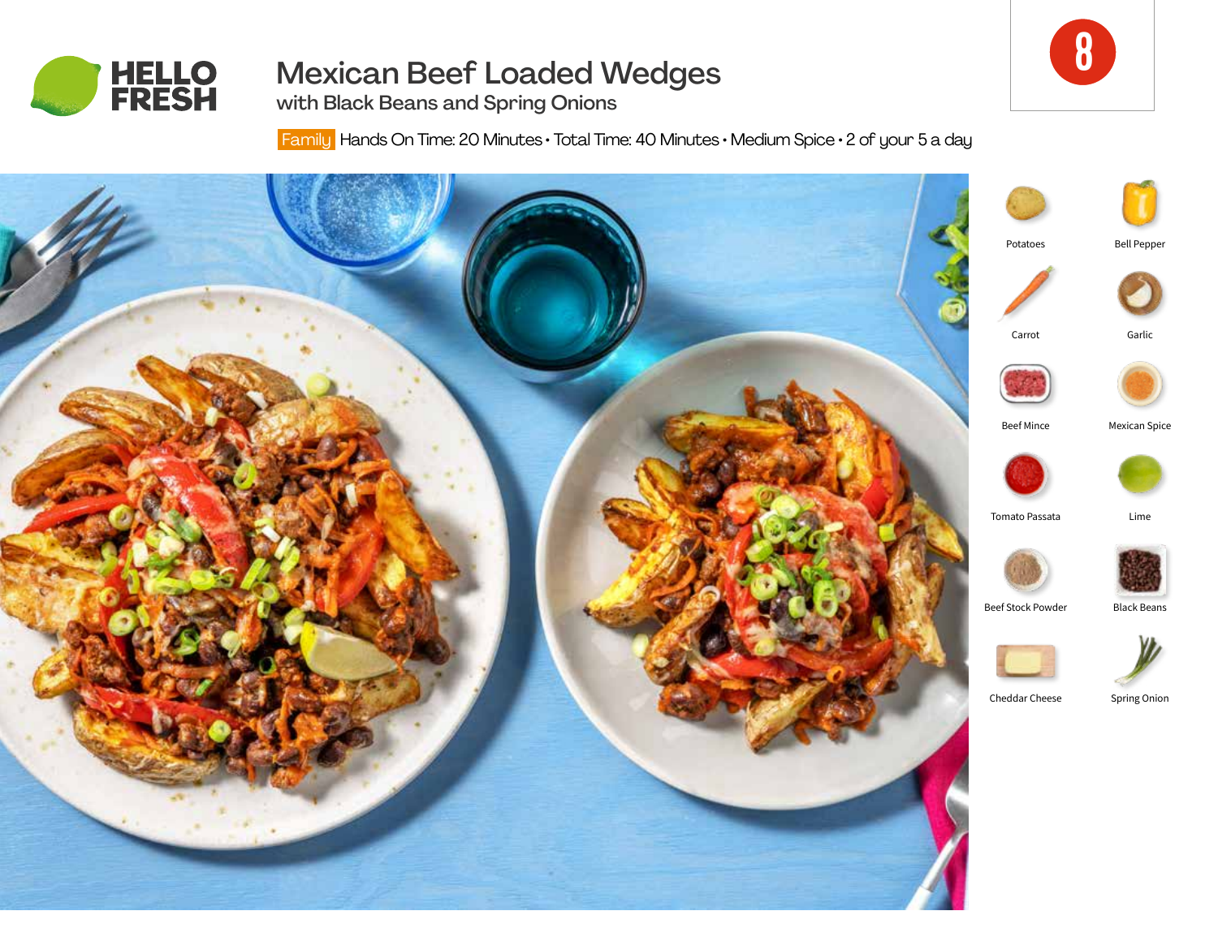HELLO FRESH

# Mexican Beef Loaded Wedges

## with Black Beans and Spring Onions

8

Family Hands On Time: 20 Minutes • Total Time: 40 Minutes • Medium Spice • 2 of your 5 a day

- Potatoes
- Bell Pepper
- Carrot
- Garlic
- Beef Mince
- Mexican Spice
- Tomato Passata
- Lime
- Beef Stock Powder
- Black Beans
- Cheddar Cheese
- Spring Onion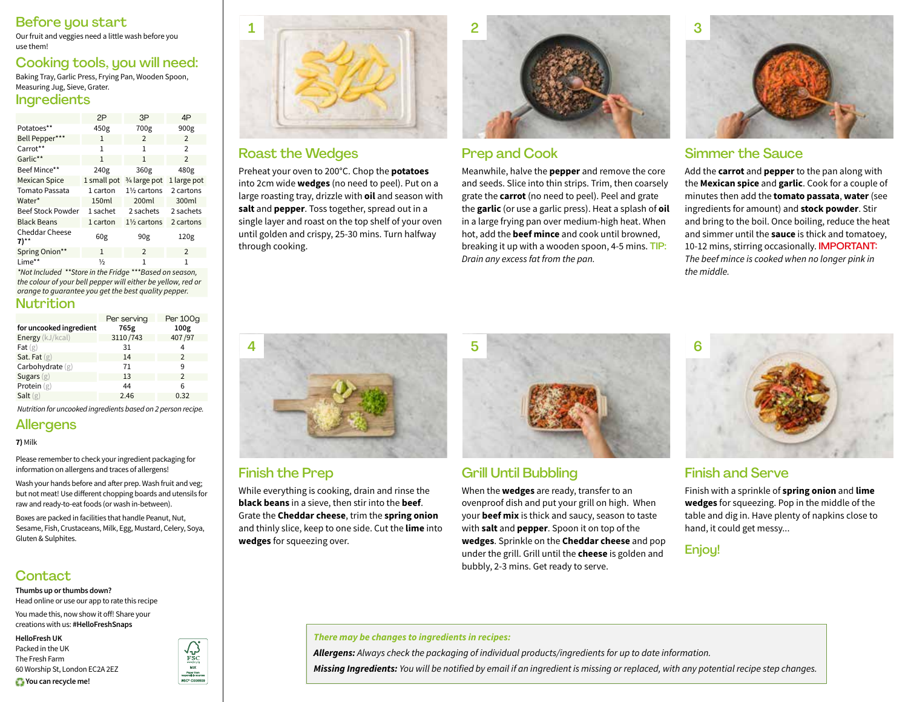## Before you start

Our fruit and veggies need a little wash before you use them!

## Cooking tools, you will need:

Baking Tray, Garlic Press, Frying Pan, Wooden Spoon, Measuring Jug, Sieve, Grater.

## Ingredients

| | 2P | 3P | 4P |
|---|---|---|---|
| Potatoes** | 450g | 700g | 900g |
| Bell Pepper*** | 1 | 2 | 2 |
| Carrot** | 1 | 1 | 2 |
| Garlic** | 1 | 1 | 2 |
| Beef Mince** | 240g | 360g | 480g |
| Mexican Spice | 1 small pot | ¾ large pot | 1 large pot |
| Tomato Passata | 1 carton | 1½ cartons | 2 cartons |
| Water* | 150ml | 200ml | 300ml |
| Beef Stock Powder | 1 sachet | 2 sachets | 2 sachets |
| Black Beans | 1 carton | 1½ cartons | 2 cartons |
| Cheddar Cheese 7)** | 60g | 90g | 120g |
| Spring Onion** | 1 | 2 | 2 |
| Lime** | ½ | 1 | 1 |

*\*Not Included \*\*Store in the Fridge \*\*\*Based on season, the colour of your bell pepper will either be yellow, red or orange to guarantee you get the best quality pepper.*

## Nutrition

| | Per serving | Per 100g |
|---|---|---|
| **for uncooked ingredient** | **765g** | **100g** |
| Energy (kJ/kcal) | 3110 /743 | 407 /97 |
| Fat (g) | 31 | 4 |
| Sat. Fat (g) | 14 | 2 |
| Carbohydrate (g) | 71 | 9 |
| Sugars (g) | 13 | 2 |
| Protein (g) | 44 | 6 |
| Salt (g) | 2.46 | 0.32 |

*Nutrition for uncooked ingredients based on 2 person recipe.*

## Allergens

**7)** Milk

Please remember to check your ingredient packaging for information on allergens and traces of allergens!

Wash your hands before and after prep. Wash fruit and veg; but not meat! Use different chopping boards and utensils for raw and ready-to-eat foods (or wash in-between).

Boxes are packed in facilities that handle Peanut, Nut, Sesame, Fish, Crustaceans, Milk, Egg, Mustard, Celery, Soya, Gluten & Sulphites.

## Contact

**Thumbs up or thumbs down?**
Head online or use our app to rate this recipe

You made this, now show it off! Share your creations with us: **#HelloFreshSnaps**

**HelloFresh UK**
Packed in the UK
The Fresh Farm
60 Worship St, London EC2A 2EZ

**You can recycle me!**

### 1 Roast the Wedges

Preheat your oven to 200°C. Chop the **potatoes** into 2cm wide **wedges** (no need to peel). Put on a large roasting tray, drizzle with **oil** and season with **salt** and **pepper**. Toss together, spread out in a single layer and roast on the top shelf of your oven until golden and crispy, 25-30 mins. Turn halfway through cooking.

### 2 Prep and Cook

Meanwhile, halve the **pepper** and remove the core and seeds. Slice into thin strips. Trim, then coarsely grate the **carrot** (no need to peel). Peel and grate the **garlic** (or use a garlic press). Heat a splash of **oil** in a large frying pan over medium-high heat. When hot, add the **beef mince** and cook until browned, breaking it up with a wooden spoon, 4-5 mins. TIP: *Drain any excess fat from the pan.*

### 3 Simmer the Sauce

Add the **carrot** and **pepper** to the pan along with the **Mexican spice** and **garlic**. Cook for a couple of minutes then add the **tomato passata**, **water** (see ingredients for amount) and **stock powder**. Stir and bring to the boil. Once boiling, reduce the heat and simmer until the **sauce** is thick and tomatoey, 10-12 mins, stirring occasionally. IMPORTANT: *The beef mince is cooked when no longer pink in the middle.*

### 4 Finish the Prep

While everything is cooking, drain and rinse the **black beans** in a sieve, then stir into the **beef**. Grate the **Cheddar cheese**, trim the **spring onion** and thinly slice, keep to one side. Cut the **lime** into **wedges** for squeezing over.

### 5 Grill Until Bubbling

When the **wedges** are ready, transfer to an ovenproof dish and put your grill on high. When your **beef mix** is thick and saucy, season to taste with **salt** and **pepper**. Spoon it on top of the **wedges**. Sprinkle on the **Cheddar cheese** and pop under the grill. Grill until the **cheese** is golden and bubbly, 2-3 mins. Get ready to serve.

### 6 Finish and Serve

Finish with a sprinkle of **spring onion** and **lime wedges** for squeezing. Pop in the middle of the table and dig in. Have plenty of napkins close to hand, it could get messy...

**Enjoy!**

***There may be changes to ingredients in recipes:***

***Allergens:*** *Always check the packaging of individual products/ingredients for up to date information.*

***Missing Ingredients:*** *You will be notified by email if an ingredient is missing or replaced, with any potential recipe step changes.*